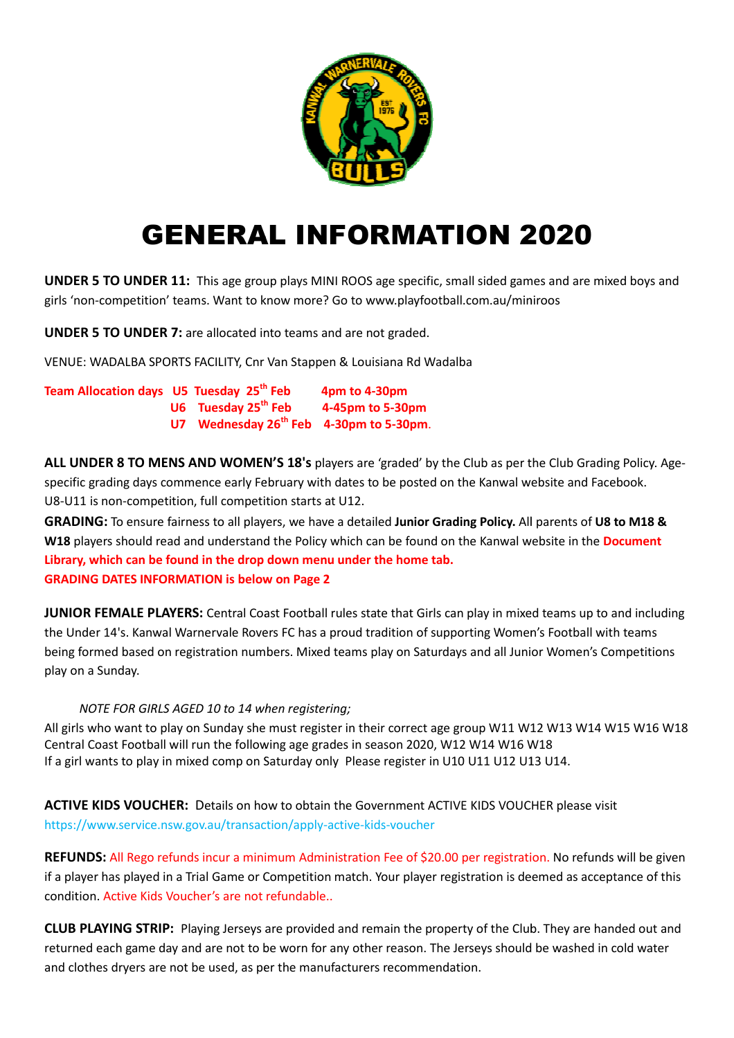# GENERAL INFORMATION 2020

**UNDER 5 TO UNDER 11:** This age group plays MINI ROOS age specific, small sided games and are mixed boys and girls 'non-competition' teams. Want to know more? Go to www.playfootball.com.au/miniroos

**UNDER 5 TO UNDER 7:** are allocated into teams and are not graded.

VENUE: WADALBA SPORTS FACILITY, Cnr Van Stappen & Louisiana Rd Wadalba

**Team Allocation days U5 Tuesday 25th Feb 4pm to 4-30pm**
**U6 Tuesday 25th Feb 4-45pm to 5-30pm**
**U7 Wednesday 26th Feb 4-30pm to 5-30pm.**

**ALL UNDER 8 TO MENS AND WOMEN'S 18's** players are 'graded' by the Club as per the Club Grading Policy. Age-specific grading days commence early February with dates to be posted on the Kanwal website and Facebook. U8-U11 is non-competition, full competition starts at U12.

**GRADING:** To ensure fairness to all players, we have a detailed **Junior Grading Policy.** All parents of **U8 to M18 & W18** players should read and understand the Policy which can be found on the Kanwal website in the **Document Library, which can be found in the drop down menu under the home tab.**
**GRADING DATES INFORMATION is below on Page 2**

**JUNIOR FEMALE PLAYERS:** Central Coast Football rules state that Girls can play in mixed teams up to and including the Under 14's. Kanwal Warnervale Rovers FC has a proud tradition of supporting Women's Football with teams being formed based on registration numbers. Mixed teams play on Saturdays and all Junior Women's Competitions play on a Sunday.

*NOTE FOR GIRLS AGED 10 to 14 when registering;*

All girls who want to play on Sunday she must register in their correct age group W11 W12 W13 W14 W15 W16 W18
Central Coast Football will run the following age grades in season 2020, W12 W14 W16 W18
If a girl wants to play in mixed comp on Saturday only Please register in U10 U11 U12 U13 U14.

**ACTIVE KIDS VOUCHER:** Details on how to obtain the Government ACTIVE KIDS VOUCHER please visit https://www.service.nsw.gov.au/transaction/apply-active-kids-voucher

**REFUNDS:** All Rego refunds incur a minimum Administration Fee of $20.00 per registration. No refunds will be given if a player has played in a Trial Game or Competition match. Your player registration is deemed as acceptance of this condition. Active Kids Voucher's are not refundable..

**CLUB PLAYING STRIP:** Playing Jerseys are provided and remain the property of the Club. They are handed out and returned each game day and are not to be worn for any other reason. The Jerseys should be washed in cold water and clothes dryers are not be used, as per the manufacturers recommendation.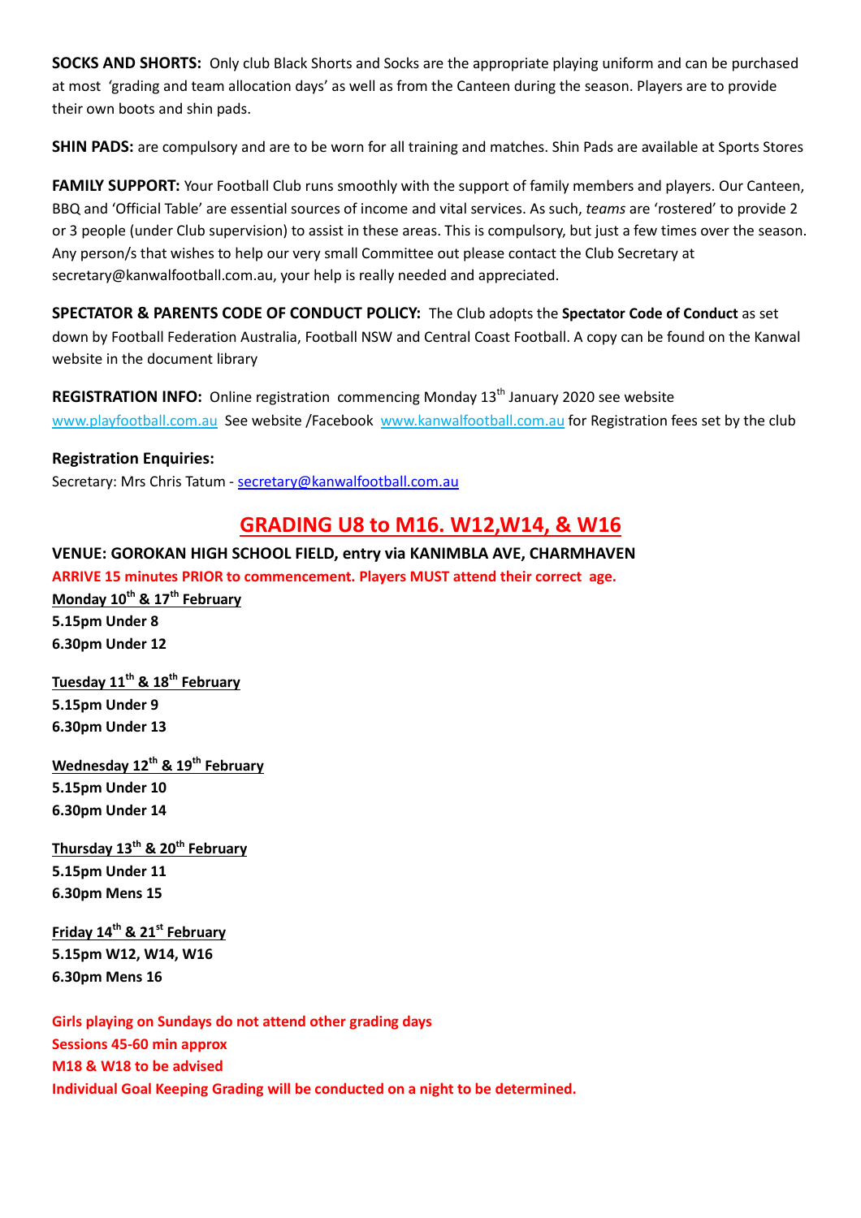**SOCKS AND SHORTS:** Only club Black Shorts and Socks are the appropriate playing uniform and can be purchased at most 'grading and team allocation days' as well as from the Canteen during the season. Players are to provide their own boots and shin pads.

**SHIN PADS:** are compulsory and are to be worn for all training and matches. Shin Pads are available at Sports Stores

**FAMILY SUPPORT:** Your Football Club runs smoothly with the support of family members and players. Our Canteen, BBQ and 'Official Table' are essential sources of income and vital services. As such, *teams* are 'rostered' to provide 2 or 3 people (under Club supervision) to assist in these areas. This is compulsory, but just a few times over the season. Any person/s that wishes to help our very small Committee out please contact the Club Secretary at secretary@kanwalfootball.com.au, your help is really needed and appreciated.

**SPECTATOR & PARENTS CODE OF CONDUCT POLICY:** The Club adopts the **Spectator Code of Conduct** as set down by Football Federation Australia, Football NSW and Central Coast Football. A copy can be found on the Kanwal website in the document library

**REGISTRATION INFO:** Online registration commencing Monday 13th January 2020 see website www.playfootball.com.au See website /Facebook www.kanwalfootball.com.au for Registration fees set by the club

**Registration Enquiries:**
Secretary: Mrs Chris Tatum - secretary@kanwalfootball.com.au

## GRADING U8 to M16. W12,W14, & W16

**VENUE: GOROKAN HIGH SCHOOL FIELD, entry via KANIMBLA AVE, CHARMHAVEN**

**ARRIVE 15 minutes PRIOR to commencement. Players MUST attend their correct age.**

**Monday 10th & 17th February**
**5.15pm Under 8**
**6.30pm Under 12**

**Tuesday 11th & 18th February**
**5.15pm Under 9**
**6.30pm Under 13**

**Wednesday 12th & 19th February**
**5.15pm Under 10**
**6.30pm Under 14**

**Thursday 13th & 20th February**
**5.15pm Under 11**
**6.30pm Mens 15**

**Friday 14th & 21st February**
**5.15pm W12, W14, W16**
**6.30pm Mens 16**

**Girls playing on Sundays do not attend other grading days**
**Sessions 45-60 min approx**
**M18 & W18 to be advised**
**Individual Goal Keeping Grading will be conducted on a night to be determined.**